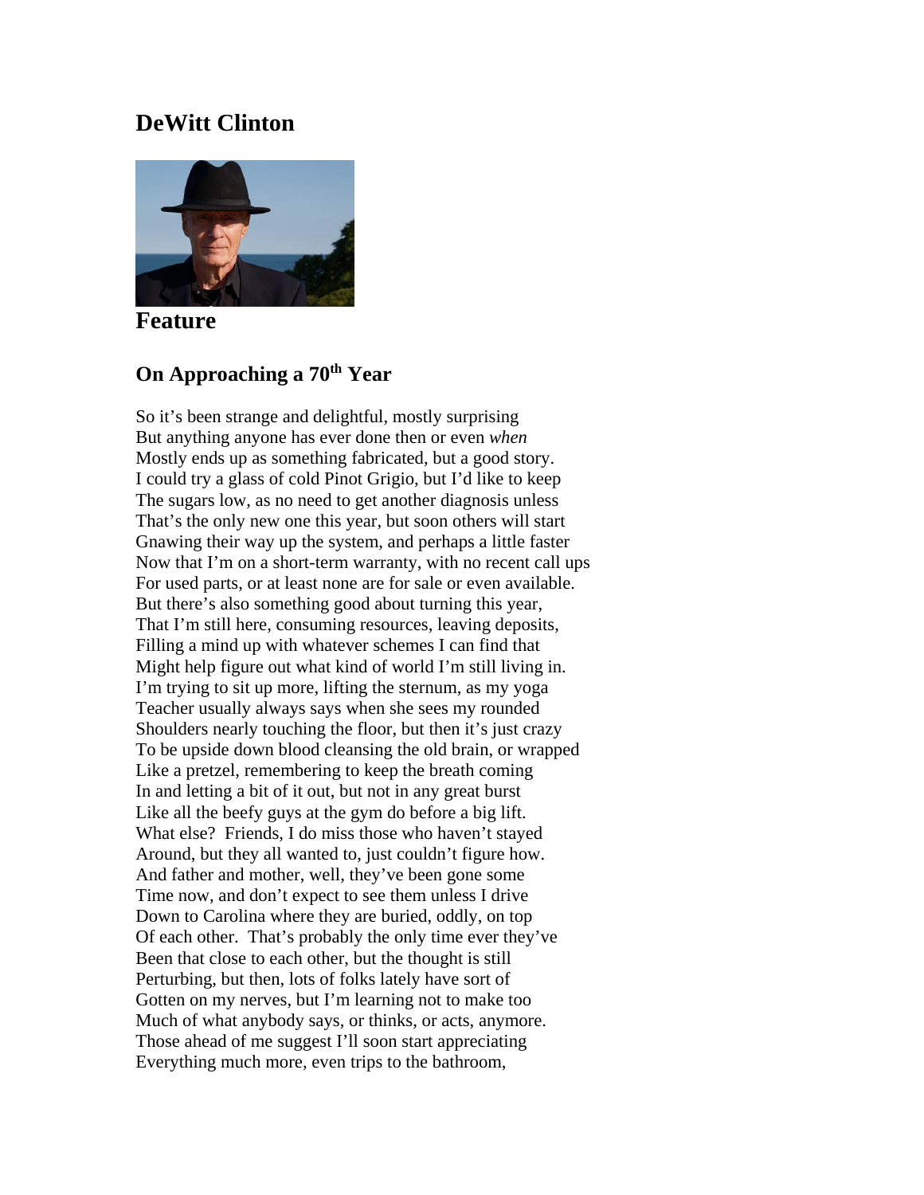## DeWitt Clinton

### Feature

### On Approaching a 70th Year

So it's been strange and delightful, mostly surprising  
But anything anyone has ever done then or even *when*  
Mostly ends up as something fabricated, but a good story.  
I could try a glass of cold Pinot Grigio, but I'd like to keep  
The sugars low, as no need to get another diagnosis unless  
That's the only new one this year, but soon others will start  
Gnawing their way up the system, and perhaps a little faster  
Now that I'm on a short-term warranty, with no recent call ups  
For used parts, or at least none are for sale or even available.  
But there's also something good about turning this year,  
That I'm still here, consuming resources, leaving deposits,  
Filling a mind up with whatever schemes I can find that  
Might help figure out what kind of world I'm still living in.  
I'm trying to sit up more, lifting the sternum, as my yoga  
Teacher usually always says when she sees my rounded  
Shoulders nearly touching the floor, but then it's just crazy  
To be upside down blood cleansing the old brain, or wrapped  
Like a pretzel, remembering to keep the breath coming  
In and letting a bit of it out, but not in any great burst  
Like all the beefy guys at the gym do before a big lift.  
What else? Friends, I do miss those who haven't stayed  
Around, but they all wanted to, just couldn't figure how.  
And father and mother, well, they've been gone some  
Time now, and don't expect to see them unless I drive  
Down to Carolina where they are buried, oddly, on top  
Of each other. That's probably the only time ever they've  
Been that close to each other, but the thought is still  
Perturbing, but then, lots of folks lately have sort of  
Gotten on my nerves, but I'm learning not to make too  
Much of what anybody says, or thinks, or acts, anymore.  
Those ahead of me suggest I'll soon start appreciating  
Everything much more, even trips to the bathroom,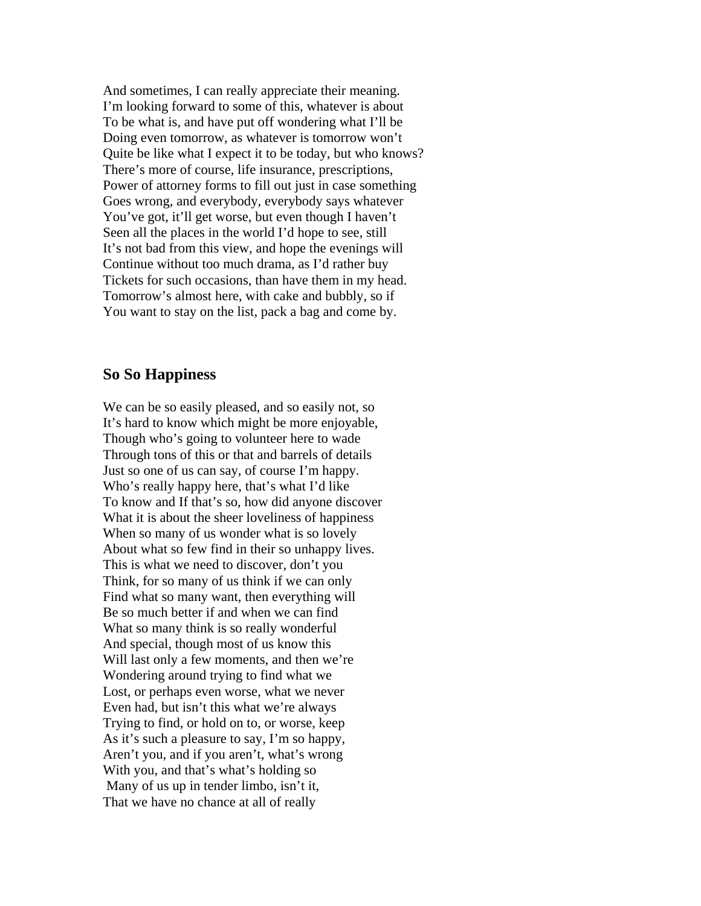And sometimes, I can really appreciate their meaning.  
I'm looking forward to some of this, whatever is about  
To be what is, and have put off wondering what I'll be  
Doing even tomorrow, as whatever is tomorrow won't  
Quite be like what I expect it to be today, but who knows?  
There's more of course, life insurance, prescriptions,  
Power of attorney forms to fill out just in case something  
Goes wrong, and everybody, everybody says whatever  
You've got, it'll get worse, but even though I haven't  
Seen all the places in the world I'd hope to see, still  
It's not bad from this view, and hope the evenings will  
Continue without too much drama, as I'd rather buy  
Tickets for such occasions, than have them in my head.  
Tomorrow's almost here, with cake and bubbly, so if  
You want to stay on the list, pack a bag and come by.

## So So Happiness

We can be so easily pleased, and so easily not, so  
It's hard to know which might be more enjoyable,  
Though who's going to volunteer here to wade  
Through tons of this or that and barrels of details  
Just so one of us can say, of course I'm happy.  
Who's really happy here, that's what I'd like  
To know and If that's so, how did anyone discover  
What it is about the sheer loveliness of happiness  
When so many of us wonder what is so lovely  
About what so few find in their so unhappy lives.  
This is what we need to discover, don't you  
Think, for so many of us think if we can only  
Find what so many want, then everything will  
Be so much better if and when we can find  
What so many think is so really wonderful  
And special, though most of us know this  
Will last only a few moments, and then we're  
Wondering around trying to find what we  
Lost, or perhaps even worse, what we never  
Even had, but isn't this what we're always  
Trying to find, or hold on to, or worse, keep  
As it's such a pleasure to say, I'm so happy,  
Aren't you, and if you aren't, what's wrong  
With you, and that's what's holding so  
Many of us up in tender limbo, isn't it,  
That we have no chance at all of really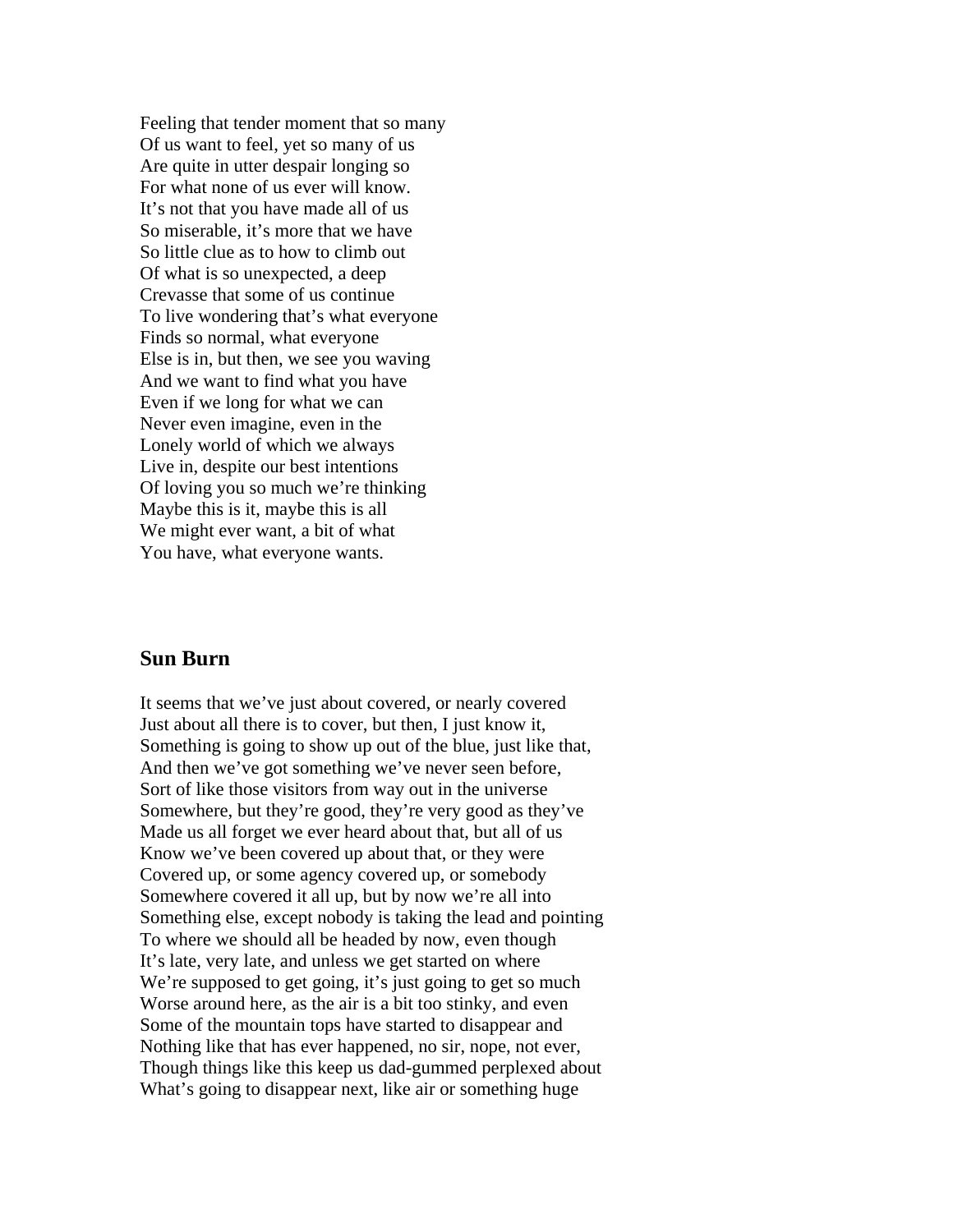Feeling that tender moment that so many
Of us want to feel, yet so many of us
Are quite in utter despair longing so
For what none of us ever will know.
It's not that you have made all of us
So miserable, it's more that we have
So little clue as to how to climb out
Of what is so unexpected, a deep
Crevasse that some of us continue
To live wondering that's what everyone
Finds so normal, what everyone
Else is in, but then, we see you waving
And we want to find what you have
Even if we long for what we can
Never even imagine, even in the
Lonely world of which we always
Live in, despite our best intentions
Of loving you so much we're thinking
Maybe this is it, maybe this is all
We might ever want, a bit of what
You have, what everyone wants.

## Sun Burn

It seems that we've just about covered, or nearly covered
Just about all there is to cover, but then, I just know it,
Something is going to show up out of the blue, just like that,
And then we've got something we've never seen before,
Sort of like those visitors from way out in the universe
Somewhere, but they're good, they're very good as they've
Made us all forget we ever heard about that, but all of us
Know we've been covered up about that, or they were
Covered up, or some agency covered up, or somebody
Somewhere covered it all up, but by now we're all into
Something else, except nobody is taking the lead and pointing
To where we should all be headed by now, even though
It's late, very late, and unless we get started on where
We're supposed to get going, it's just going to get so much
Worse around here, as the air is a bit too stinky, and even
Some of the mountain tops have started to disappear and
Nothing like that has ever happened, no sir, nope, not ever,
Though things like this keep us dad-gummed perplexed about
What's going to disappear next, like air or something huge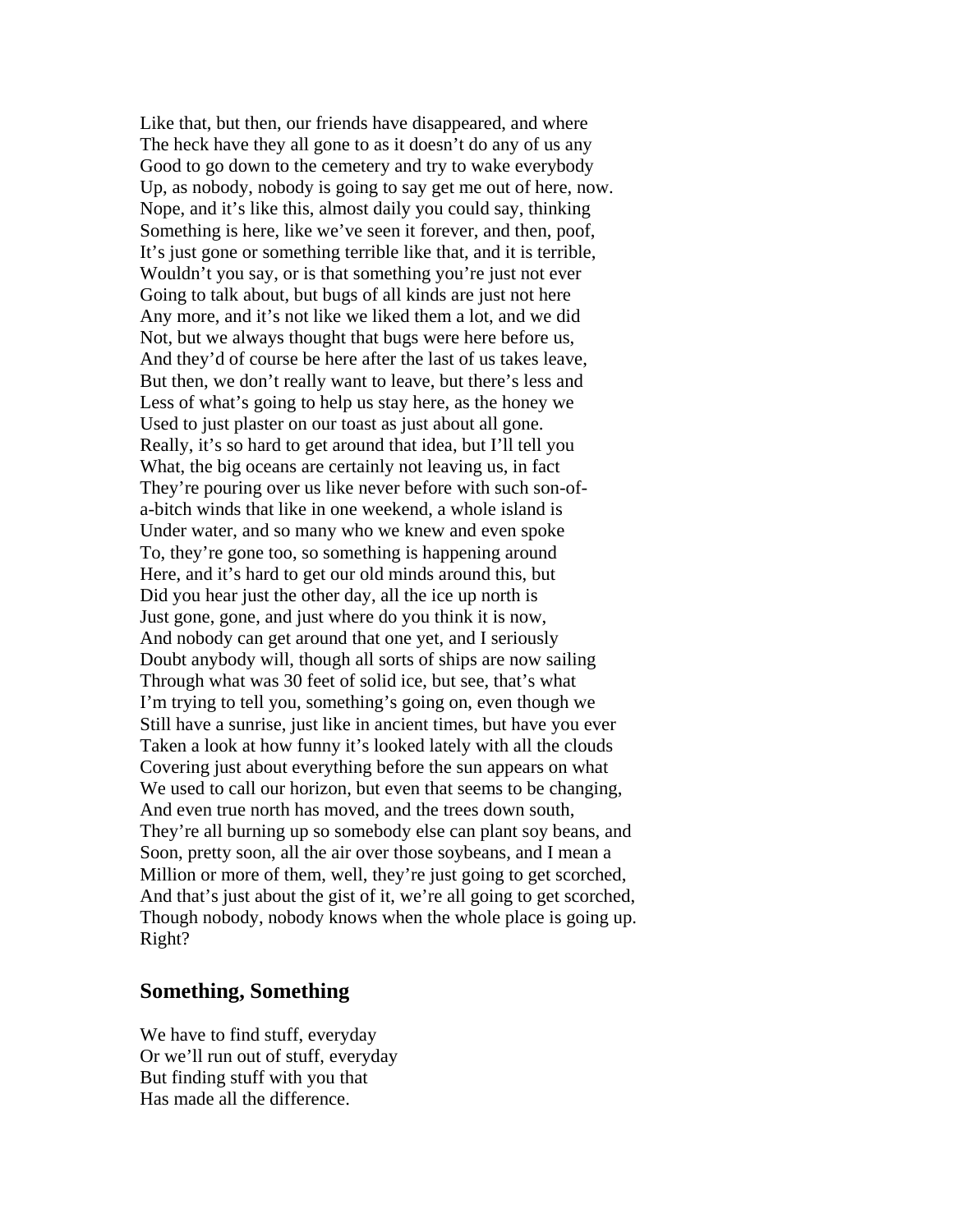Like that, but then, our friends have disappeared, and where
The heck have they all gone to as it doesn't do any of us any
Good to go down to the cemetery and try to wake everybody
Up, as nobody, nobody is going to say get me out of here, now.
Nope, and it's like this, almost daily you could say, thinking
Something is here, like we've seen it forever, and then, poof,
It's just gone or something terrible like that, and it is terrible,
Wouldn't you say, or is that something you're just not ever
Going to talk about, but bugs of all kinds are just not here
Any more, and it's not like we liked them a lot, and we did
Not, but we always thought that bugs were here before us,
And they'd of course be here after the last of us takes leave,
But then, we don't really want to leave, but there's less and
Less of what's going to help us stay here, as the honey we
Used to just plaster on our toast as just about all gone.
Really, it's so hard to get around that idea, but I'll tell you
What, the big oceans are certainly not leaving us, in fact
They're pouring over us like never before with such son-of-
a-bitch winds that like in one weekend, a whole island is
Under water, and so many who we knew and even spoke
To, they're gone too, so something is happening around
Here, and it's hard to get our old minds around this, but
Did you hear just the other day, all the ice up north is
Just gone, gone, and just where do you think it is now,
And nobody can get around that one yet, and I seriously
Doubt anybody will, though all sorts of ships are now sailing
Through what was 30 feet of solid ice, but see, that's what
I'm trying to tell you, something's going on, even though we
Still have a sunrise, just like in ancient times, but have you ever
Taken a look at how funny it's looked lately with all the clouds
Covering just about everything before the sun appears on what
We used to call our horizon, but even that seems to be changing,
And even true north has moved, and the trees down south,
They're all burning up so somebody else can plant soy beans, and
Soon, pretty soon, all the air over those soybeans, and I mean a
Million or more of them, well, they're just going to get scorched,
And that's just about the gist of it, we're all going to get scorched,
Though nobody, nobody knows when the whole place is going up.
Right?

## Something, Something

We have to find stuff, everyday
Or we'll run out of stuff, everyday
But finding stuff with you that
Has made all the difference.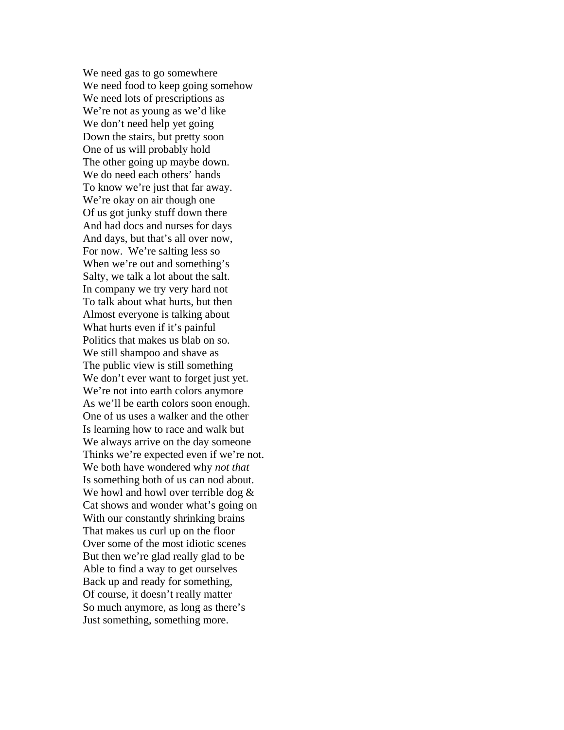We need gas to go somewhere  
We need food to keep going somehow  
We need lots of prescriptions as  
We're not as young as we'd like  
We don't need help yet going  
Down the stairs, but pretty soon  
One of us will probably hold  
The other going up maybe down.  
We do need each others' hands  
To know we're just that far away.  
We're okay on air though one  
Of us got junky stuff down there  
And had docs and nurses for days  
And days, but that's all over now,  
For now.  We're salting less so  
When we're out and something's  
Salty, we talk a lot about the salt.  
In company we try very hard not  
To talk about what hurts, but then  
Almost everyone is talking about  
What hurts even if it's painful  
Politics that makes us blab on so.  
We still shampoo and shave as  
The public view is still something  
We don't ever want to forget just yet.  
We're not into earth colors anymore  
As we'll be earth colors soon enough.  
One of us uses a walker and the other  
Is learning how to race and walk but  
We always arrive on the day someone  
Thinks we're expected even if we're not.  
We both have wondered why *not that*  
Is something both of us can nod about.  
We howl and howl over terrible dog &  
Cat shows and wonder what's going on  
With our constantly shrinking brains  
That makes us curl up on the floor  
Over some of the most idiotic scenes  
But then we're glad really glad to be  
Able to find a way to get ourselves  
Back up and ready for something,  
Of course, it doesn't really matter  
So much anymore, as long as there's  
Just something, something more.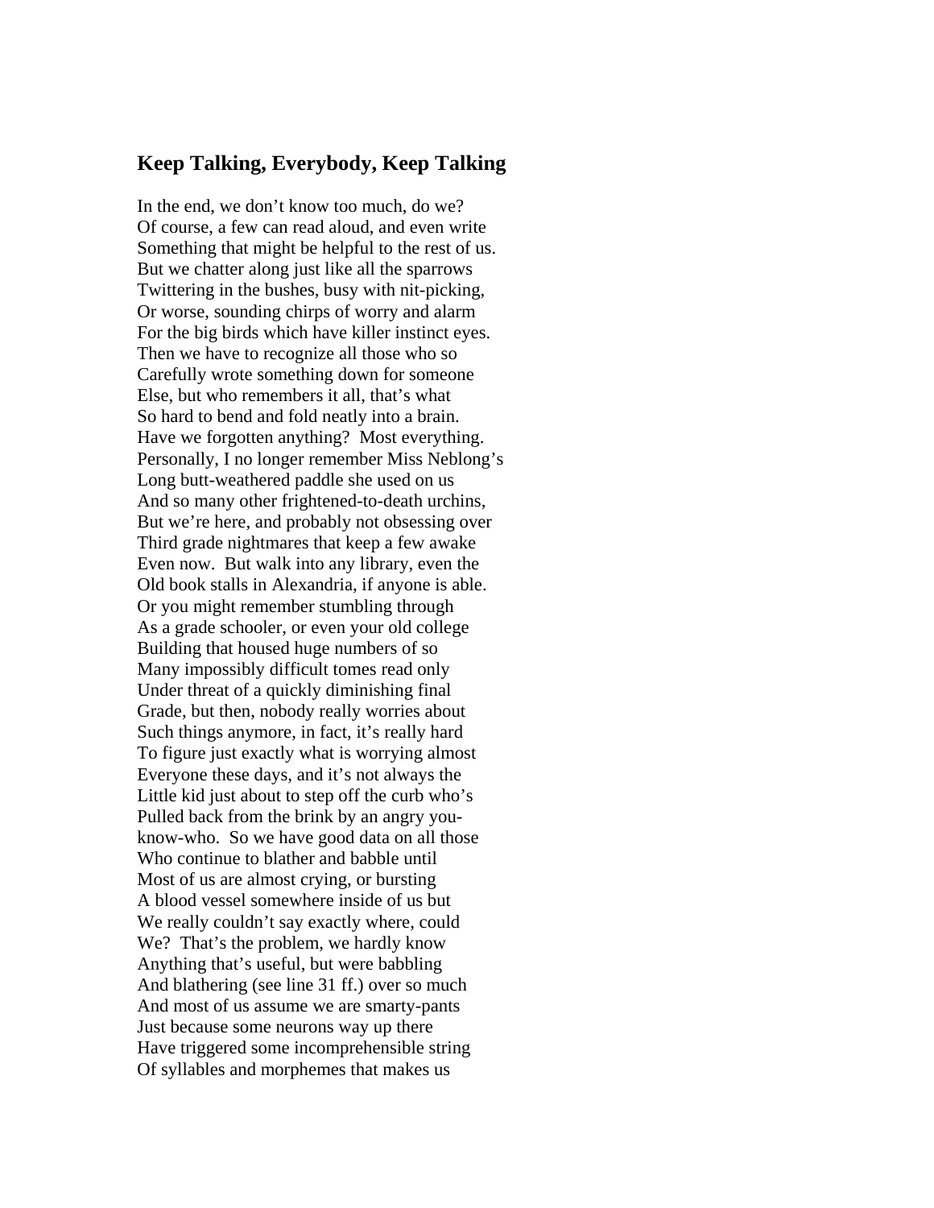## Keep Talking, Everybody, Keep Talking

In the end, we don't know too much, do we?
Of course, a few can read aloud, and even write
Something that might be helpful to the rest of us.
But we chatter along just like all the sparrows
Twittering in the bushes, busy with nit-picking,
Or worse, sounding chirps of worry and alarm
For the big birds which have killer instinct eyes.
Then we have to recognize all those who so
Carefully wrote something down for someone
Else, but who remembers it all, that's what
So hard to bend and fold neatly into a brain.
Have we forgotten anything? Most everything.
Personally, I no longer remember Miss Neblong's
Long butt-weathered paddle she used on us
And so many other frightened-to-death urchins,
But we're here, and probably not obsessing over
Third grade nightmares that keep a few awake
Even now. But walk into any library, even the
Old book stalls in Alexandria, if anyone is able.
Or you might remember stumbling through
As a grade schooler, or even your old college
Building that housed huge numbers of so
Many impossibly difficult tomes read only
Under threat of a quickly diminishing final
Grade, but then, nobody really worries about
Such things anymore, in fact, it's really hard
To figure just exactly what is worrying almost
Everyone these days, and it's not always the
Little kid just about to step off the curb who's
Pulled back from the brink by an angry you-
know-who. So we have good data on all those
Who continue to blather and babble until
Most of us are almost crying, or bursting
A blood vessel somewhere inside of us but
We really couldn't say exactly where, could
We? That's the problem, we hardly know
Anything that's useful, but were babbling
And blathering (see line 31 ff.) over so much
And most of us assume we are smarty-pants
Just because some neurons way up there
Have triggered some incomprehensible string
Of syllables and morphemes that makes us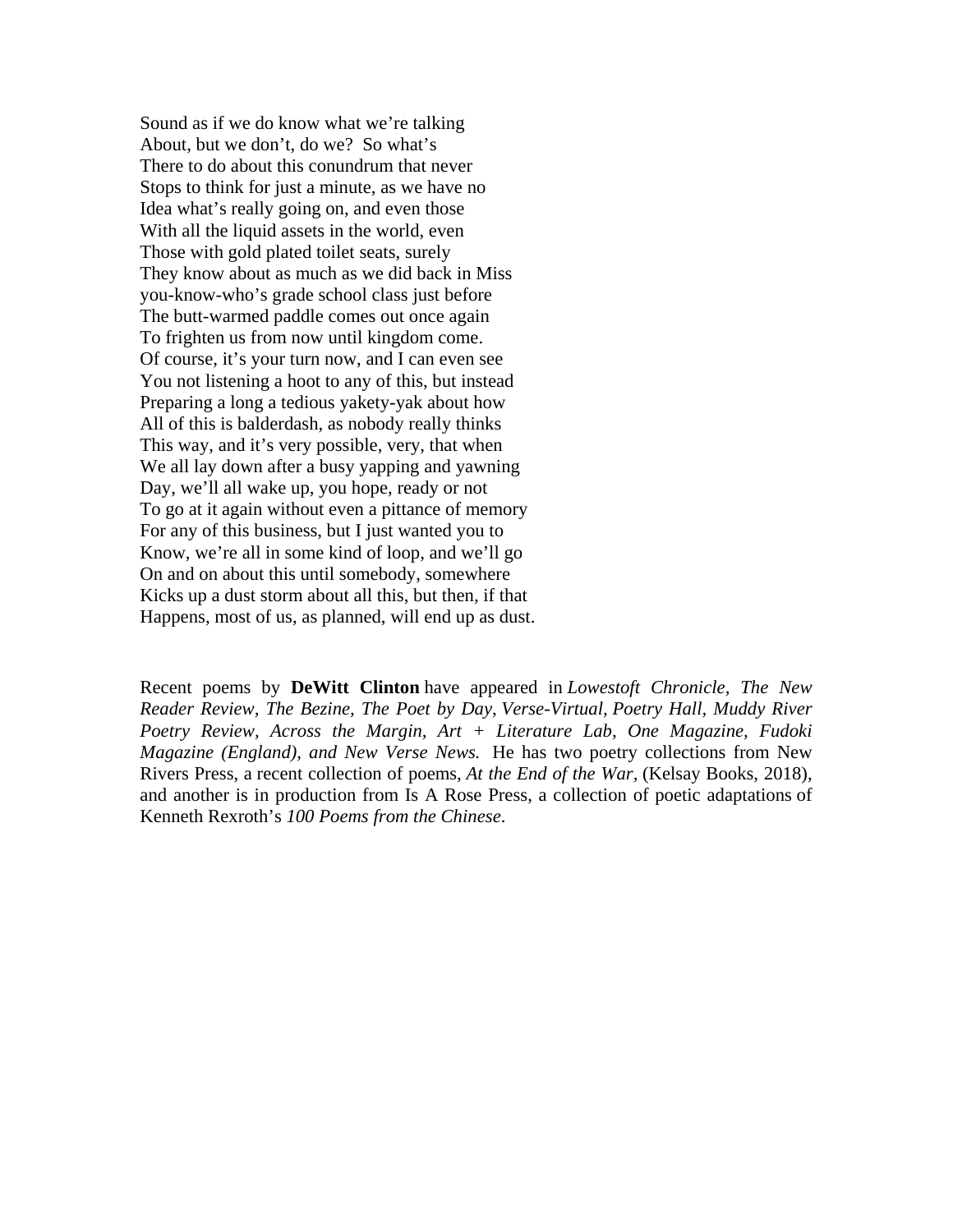Sound as if we do know what we're talking  
About, but we don't, do we? So what's  
There to do about this conundrum that never  
Stops to think for just a minute, as we have no  
Idea what's really going on, and even those  
With all the liquid assets in the world, even  
Those with gold plated toilet seats, surely  
They know about as much as we did back in Miss  
you-know-who's grade school class just before  
The butt-warmed paddle comes out once again  
To frighten us from now until kingdom come.  
Of course, it's your turn now, and I can even see  
You not listening a hoot to any of this, but instead  
Preparing a long a tedious yakety-yak about how  
All of this is balderdash, as nobody really thinks  
This way, and it's very possible, very, that when  
We all lay down after a busy yapping and yawning  
Day, we'll all wake up, you hope, ready or not  
To go at it again without even a pittance of memory  
For any of this business, but I just wanted you to  
Know, we're all in some kind of loop, and we'll go  
On and on about this until somebody, somewhere  
Kicks up a dust storm about all this, but then, if that  
Happens, most of us, as planned, will end up as dust.

Recent poems by **DeWitt Clinton** have appeared in *Lowestoft Chronicle, The New Reader Review, The Bezine, The Poet by Day, Verse-Virtual, Poetry Hall, Muddy River Poetry Review, Across the Margin, Art + Literature Lab, One Magazine, Fudoki Magazine (England), and New Verse News.* He has two poetry collections from New Rivers Press, a recent collection of poems, *At the End of the War*, (Kelsay Books, 2018), and another is in production from Is A Rose Press, a collection of poetic adaptations of Kenneth Rexroth's *100 Poems from the Chinese*.